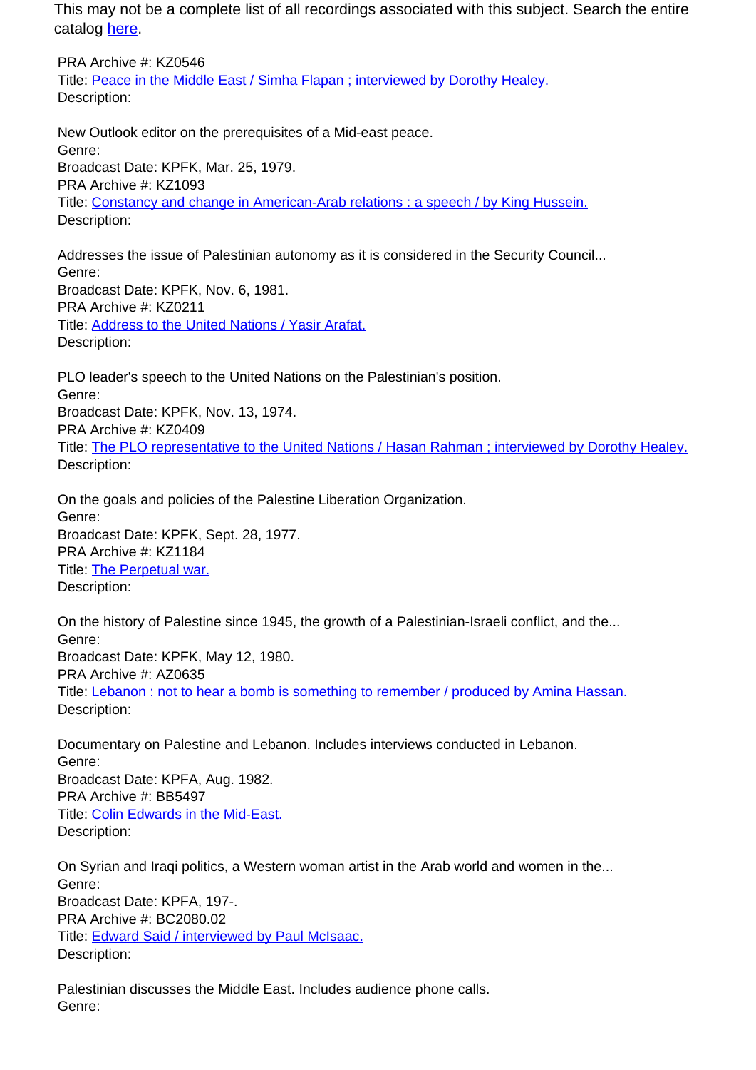This may not be a complete list of all recordings associated with this subject. Search the entire catalog [here](#).

PRA Archive #: KZ0546
Title: [Peace in the Middle East / Simha Flapan ; interviewed by Dorothy Healey.](#)
Description:

New Outlook editor on the prerequisites of a Mid-east peace.
Genre:
Broadcast Date: KPFK, Mar. 25, 1979.
PRA Archive #: KZ1093
Title: [Constancy and change in American-Arab relations : a speech / by King Hussein.](#)
Description:

Addresses the issue of Palestinian autonomy as it is considered in the Security Council...
Genre:
Broadcast Date: KPFK, Nov. 6, 1981.
PRA Archive #: KZ0211
Title: [Address to the United Nations / Yasir Arafat.](#)
Description:

PLO leader's speech to the United Nations on the Palestinian's position.
Genre:
Broadcast Date: KPFK, Nov. 13, 1974.
PRA Archive #: KZ0409
Title: [The PLO representative to the United Nations / Hasan Rahman ; interviewed by Dorothy Healey.](#)
Description:

On the goals and policies of the Palestine Liberation Organization.
Genre:
Broadcast Date: KPFK, Sept. 28, 1977.
PRA Archive #: KZ1184
Title: [The Perpetual war.](#)
Description:

On the history of Palestine since 1945, the growth of a Palestinian-Israeli conflict, and the...
Genre:
Broadcast Date: KPFK, May 12, 1980.
PRA Archive #: AZ0635
Title: [Lebanon : not to hear a bomb is something to remember / produced by Amina Hassan.](#)
Description:

Documentary on Palestine and Lebanon. Includes interviews conducted in Lebanon.
Genre:
Broadcast Date: KPFA, Aug. 1982.
PRA Archive #: BB5497
Title: [Colin Edwards in the Mid-East.](#)
Description:

On Syrian and Iraqi politics, a Western woman artist in the Arab world and women in the...
Genre:
Broadcast Date: KPFA, 197-.
PRA Archive #: BC2080.02
Title: [Edward Said / interviewed by Paul McIsaac.](#)
Description:

Palestinian discusses the Middle East. Includes audience phone calls.
Genre: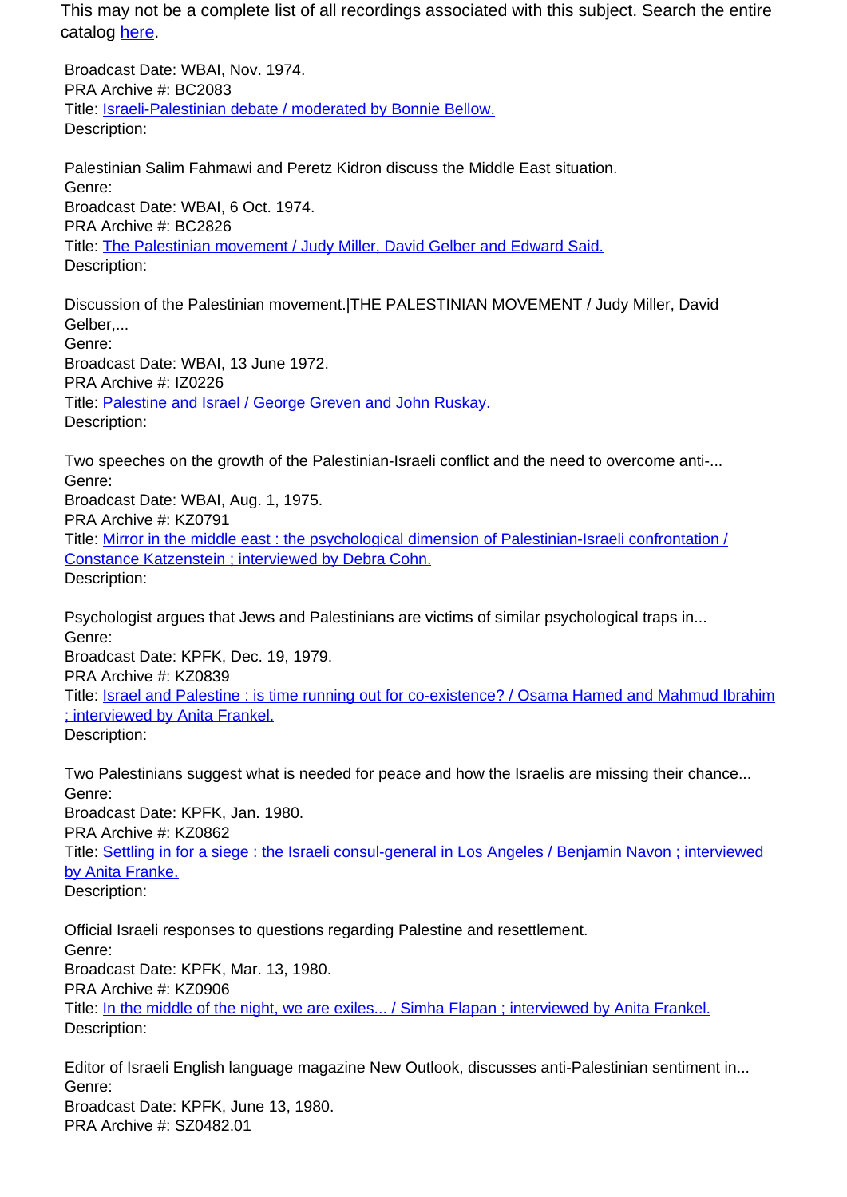This may not be a complete list of all recordings associated with this subject. Search the entire catalog [here](here).

Broadcast Date: WBAI, Nov. 1974.
PRA Archive #: BC2083
Title: [Israeli-Palestinian debate / moderated by Bonnie Bellow.](Israeli-Palestinian debate / moderated by Bonnie Bellow.)
Description:

Palestinian Salim Fahmawi and Peretz Kidron discuss the Middle East situation.
Genre:
Broadcast Date: WBAI, 6 Oct. 1974.
PRA Archive #: BC2826
Title: [The Palestinian movement / Judy Miller, David Gelber and Edward Said.](The Palestinian movement / Judy Miller, David Gelber and Edward Said.)
Description:

Discussion of the Palestinian movement.|THE PALESTINIAN MOVEMENT / Judy Miller, David Gelber,...
Genre:
Broadcast Date: WBAI, 13 June 1972.
PRA Archive #: IZ0226
Title: [Palestine and Israel / George Greven and John Ruskay.](Palestine and Israel / George Greven and John Ruskay.)
Description:

Two speeches on the growth of the Palestinian-Israeli conflict and the need to overcome anti-...
Genre:
Broadcast Date: WBAI, Aug. 1, 1975.
PRA Archive #: KZ0791
Title: [Mirror in the middle east : the psychological dimension of Palestinian-Israeli confrontation / Constance Katzenstein ; interviewed by Debra Cohn.](Mirror in the middle east : the psychological dimension of Palestinian-Israeli confrontation / Constance Katzenstein ; interviewed by Debra Cohn.)
Description:

Psychologist argues that Jews and Palestinians are victims of similar psychological traps in...
Genre:
Broadcast Date: KPFK, Dec. 19, 1979.
PRA Archive #: KZ0839
Title: [Israel and Palestine : is time running out for co-existence? / Osama Hamed and Mahmud Ibrahim ; interviewed by Anita Frankel.](Israel and Palestine : is time running out for co-existence? / Osama Hamed and Mahmud Ibrahim ; interviewed by Anita Frankel.)
Description:

Two Palestinians suggest what is needed for peace and how the Israelis are missing their chance...
Genre:
Broadcast Date: KPFK, Jan. 1980.
PRA Archive #: KZ0862
Title: [Settling in for a siege : the Israeli consul-general in Los Angeles / Benjamin Navon ; interviewed by Anita Franke.](Settling in for a siege : the Israeli consul-general in Los Angeles / Benjamin Navon ; interviewed by Anita Franke.)
Description:

Official Israeli responses to questions regarding Palestine and resettlement.
Genre:
Broadcast Date: KPFK, Mar. 13, 1980.
PRA Archive #: KZ0906
Title: [In the middle of the night, we are exiles... / Simha Flapan ; interviewed by Anita Frankel.](In the middle of the night, we are exiles... / Simha Flapan ; interviewed by Anita Frankel.)
Description:

Editor of Israeli English language magazine New Outlook, discusses anti-Palestinian sentiment in...
Genre:
Broadcast Date: KPFK, June 13, 1980.
PRA Archive #: SZ0482.01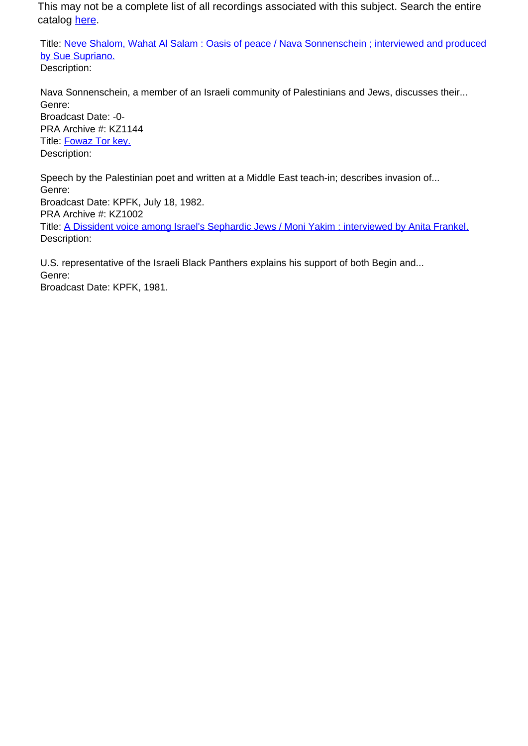This may not be a complete list of all recordings associated with this subject. Search the entire catalog [here](here).

Title: [Neve Shalom, Wahat Al Salam : Oasis of peace / Nava Sonnenschein ; interviewed and produced by Sue Supriano.](Neve Shalom, Wahat Al Salam : Oasis of peace / Nava Sonnenschein ; interviewed and produced by Sue Supriano.)
Description:

Nava Sonnenschein, a member of an Israeli community of Palestinians and Jews, discusses their...
Genre:
Broadcast Date: -0-
PRA Archive #: KZ1144
Title: [Fowaz Tor key.](Fowaz Tor key.)
Description:

Speech by the Palestinian poet and written at a Middle East teach-in; describes invasion of...
Genre:
Broadcast Date: KPFK, July 18, 1982.
PRA Archive #: KZ1002
Title: [A Dissident voice among Israel's Sephardic Jews / Moni Yakim ; interviewed by Anita Frankel.](A Dissident voice among Israel's Sephardic Jews / Moni Yakim ; interviewed by Anita Frankel.)
Description:

U.S. representative of the Israeli Black Panthers explains his support of both Begin and...
Genre:
Broadcast Date: KPFK, 1981.